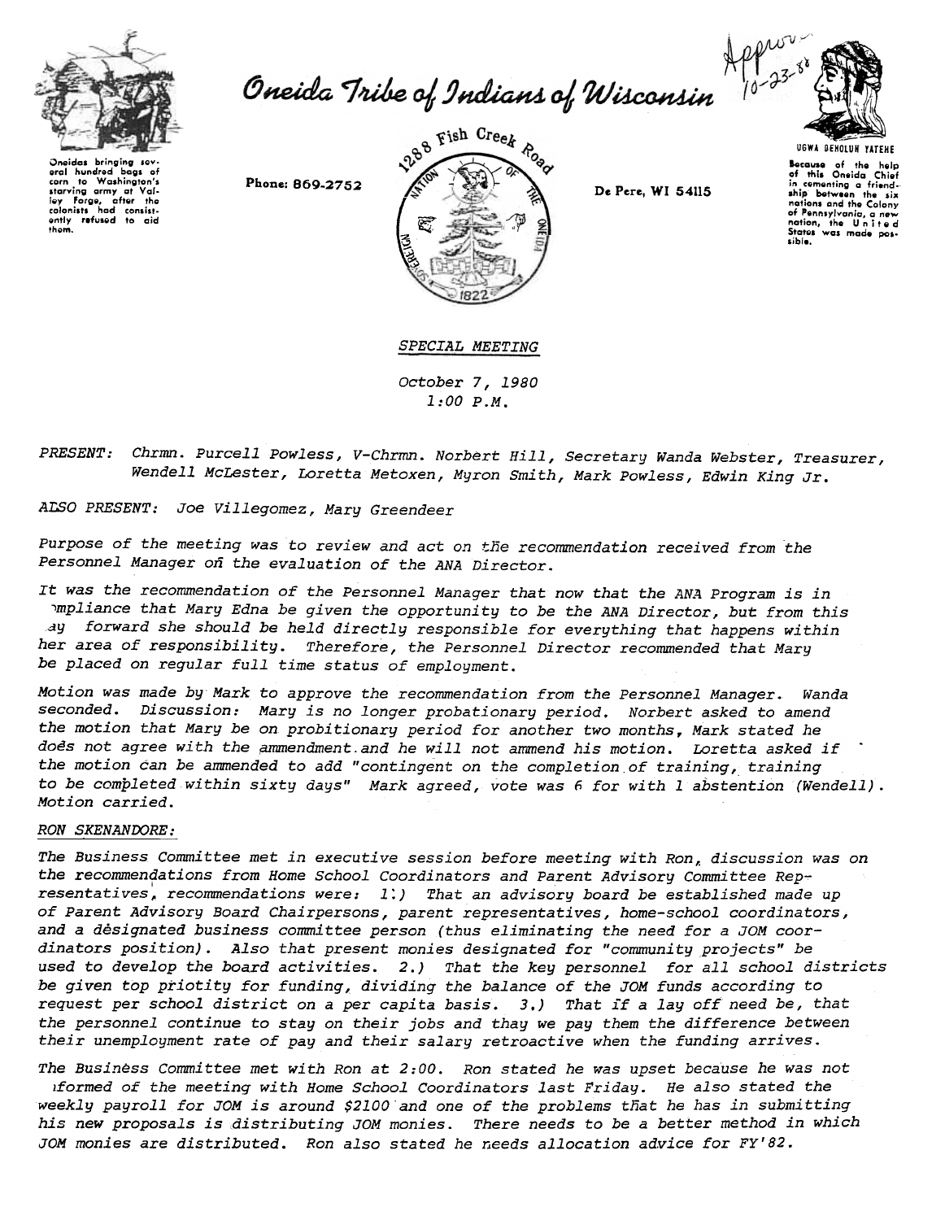# Oneida Tribe of Indians of Wisconsin

Oneidas bringing several hundred bags of corn to Washington's starving army at Valley Forge, after the colonists had consistently refused to aid them.

Phone: 869-2752

1288 Fish Creek Road

De Pere, WI 54115

UGWA DEHOLUH YATEHE

Because of the help of this Oneida Chief in cementing a friendship between the six nations and the Colony of Pennsylvania, a new nation, the United States was made possible.

Approved 10-23-80

## *SPECIAL MEETING*

*October 7, 1980*
*1:00 P.M.*

*PRESENT: Chrmn. Purcell Powless, V-Chrmn. Norbert Hill, Secretary Wanda Webster, Treasurer, Wendell McLester, Loretta Metoxen, Myron Smith, Mark Powless, Edwin King Jr.*

*ALSO PRESENT: Joe Villegomez, Mary Greendeer*

*Purpose of the meeting was to review and act on the recommendation received from the Personnel Manager on the evaluation of the ANA Director.*

*It was the recommendation of the Personnel Manager that now that the ANA Program is in compliance that Mary Edna be given the opportunity to be the ANA Director, but from this day forward she should be held directly responsible for everything that happens within her area of responsibility. Therefore, the Personnel Director recommended that Mary be placed on regular full time status of employment.*

*Motion was made by Mark to approve the recommendation from the Personnel Manager. Wanda seconded. Discussion: Mary is no longer probationary period. Norbert asked to amend the motion that Mary be on probitionary period for another two months, Mark stated he does not agree with the ammendment and he will not ammend his motion. Loretta asked if the motion can be ammended to add "contingent on the completion of training, training to be completed within sixty days" Mark agreed, vote was 6 for with 1 abstention (Wendell). Motion carried.*

### *RON SKENANDORE:*

*The Business Committee met in executive session before meeting with Ron, discussion was on the recommendations from Home School Coordinators and Parent Advisory Committee Representatives, recommendations were: 1.) That an advisory board be established made up of Parent Advisory Board Chairpersons, parent representatives, home-school coordinators, and a designated business committee person (thus eliminating the need for a JOM coordinators position). Also that present monies designated for "community projects" be used to develop the board activities. 2.) That the key personnel for all school districts be given top priotity for funding, dividing the balance of the JOM funds according to request per school district on a per capita basis. 3.) That if a lay off need be, that the personnel continue to stay on their jobs and thay we pay them the difference between their unemployment rate of pay and their salary retroactive when the funding arrives.*

*The Business Committee met with Ron at 2:00. Ron stated he was upset because he was not informed of the meeting with Home School Coordinators last Friday. He also stated the weekly payroll for JOM is around $2100 and one of the problems that he has in submitting his new proposals is distributing JOM monies. There needs to be a better method in which JOM monies are distributed. Ron also stated he needs allocation advice for FY'82.*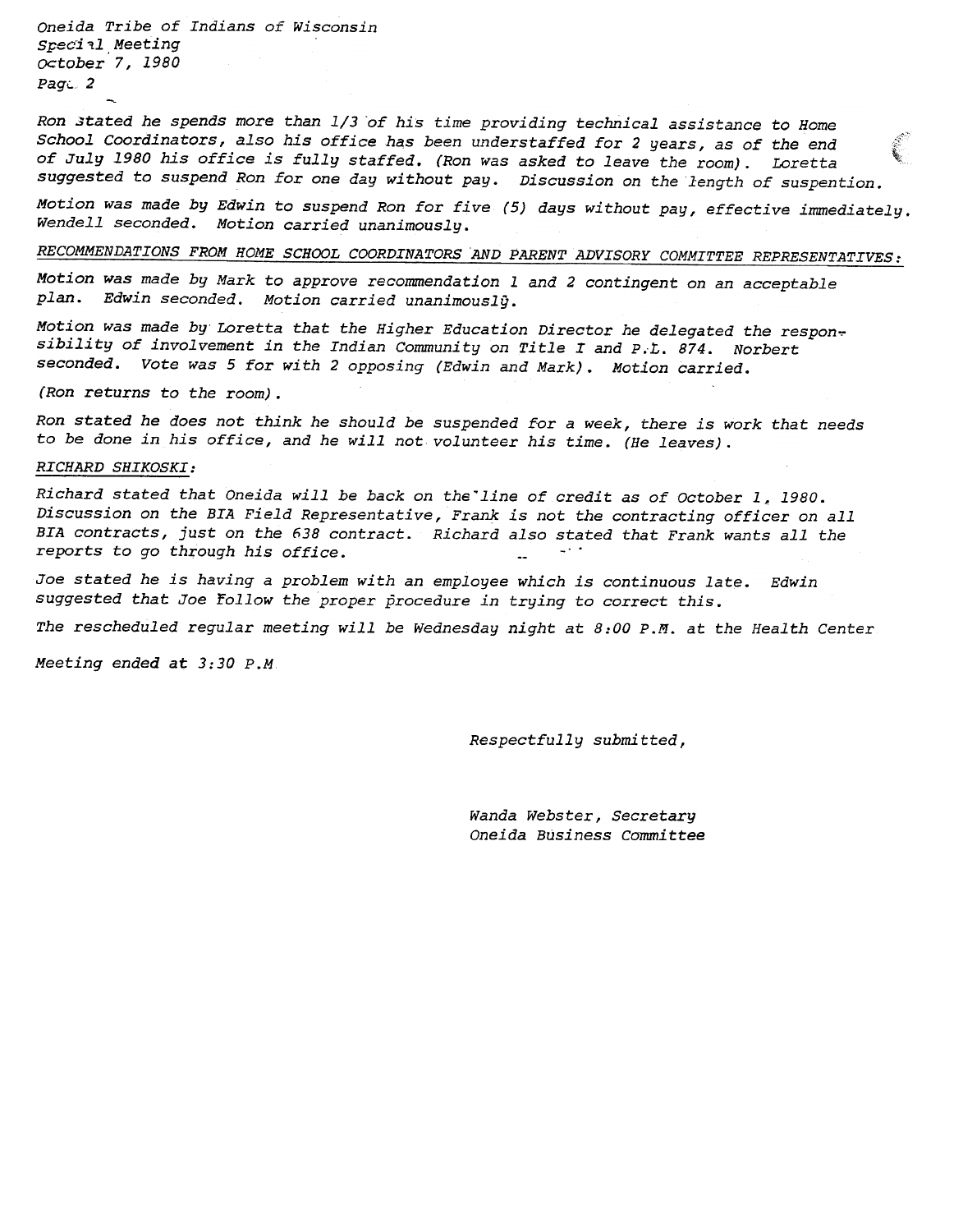Ron stated he spends more than 1/3 of his time providing technical assistance to Home School Coordinators, also his office has been understaffed for 2 years, as of the end of July 1980 his office is fully staffed. (Ron was asked to leave the room). Loretta suggested to suspend Ron for one day without pay. Discussion on the length of suspention.

Motion was made by Edwin to suspend Ron for five (5) days without pay, effective immediately. Wendell seconded. Motion carried unanimously.

RECOMMENDATIONS FROM HOME SCHOOL COORDINATORS AND PARENT ADVISORY COMMITTEE REPRESENTATIVES:

Motion was made by Mark to approve recommendation 1 and 2 contingent on an acceptable plan. Edwin seconded. Motion carried unanimously.

Motion was made by Loretta that the Higher Education Director he delegated the responsibility of involvement in the Indian Community on Title I and P.L. 874. Norbert seconded. Vote was 5 for with 2 opposing (Edwin and Mark). Motion carried.

(Ron returns to the room).

Ron stated he does not think he should be suspended for a week, there is work that needs to be done in his office, and he will not volunteer his time. (He leaves).

RICHARD SHIKOSKI:

Richard stated that Oneida will be back on the line of credit as of October 1, 1980. Discussion on the BIA Field Representative, Frank is not the contracting officer on all BIA contracts, just on the 638 contract. Richard also stated that Frank wants all the reports to go through his office.

Joe stated he is having a problem with an employee which is continuous late. Edwin suggested that Joe follow the proper procedure in trying to correct this.

The rescheduled regular meeting will be Wednesday night at 8:00 P.M. at the Health Center

Meeting ended at 3:30 P.M

Respectfully submitted,

Wanda Webster, Secretary
Oneida Business Committee